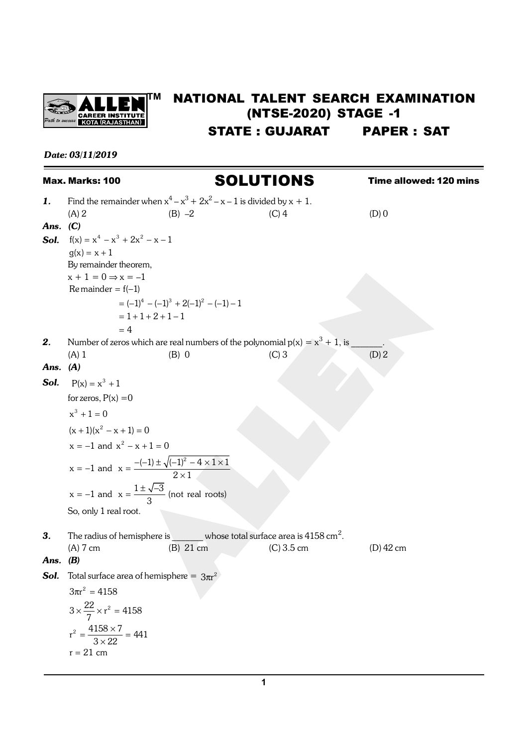# NATIONAL TALENT SEARCH EXAMINATION (NTSE-2020) STAGE -1

## STATE : GUJARAT PAPER : SAT

*Date: 03/11/2019*

**Max. Marks: 100** **SOLUTIONS** **Time allowed: 120 mins**

***1.*** Find the remainder when $x^4 - x^3 + 2x^2 - x - 1$ is divided by $x + 1$.

(A) 2 (B) –2 (C) 4 (D) 0

***Ans. (C)***

***Sol.*** $f(x) = x^4 - x^3 + 2x^2 - x - 1$

$g(x) = x + 1$

By remainder theorem,

$x + 1 = 0 \Rightarrow x = -1$

$$\text{Remainder} = f(-1)$$
$$= (-1)^4 - (-1)^3 + 2(-1)^2 - (-1) - 1$$
$$= 1 + 1 + 2 + 1 - 1$$
$$= 4$$

***2.*** Number of zeros which are real numbers of the polynomial $p(x) = x^3 + 1$, is _______.

(A) 1 (B) 0 (C) 3 (D) 2

***Ans. (A)***

***Sol.*** $P(x) = x^3 + 1$

for zeros, $P(x) = 0$

$x^3 + 1 = 0$

$(x + 1)(x^2 - x + 1) = 0$

$x = -1$ and $x^2 - x + 1 = 0$

$x = -1$ and $x = \dfrac{-(-1) \pm \sqrt{(-1)^2 - 4 \times 1 \times 1}}{2 \times 1}$

$x = -1$ and $x = \dfrac{1 \pm \sqrt{-3}}{3}$ (not real roots)

So, only 1 real root.

***3.*** The radius of hemisphere is _______ whose total surface area is $4158\ cm^2$.

(A) 7 cm (B) 21 cm (C) 3.5 cm (D) 42 cm

***Ans. (B)***

***Sol.*** Total surface area of hemisphere = $3\pi r^2$

$3\pi r^2 = 4158$

$3 \times \dfrac{22}{7} \times r^2 = 4158$

$r^2 = \dfrac{4158 \times 7}{3 \times 22} = 441$

$r = 21$ cm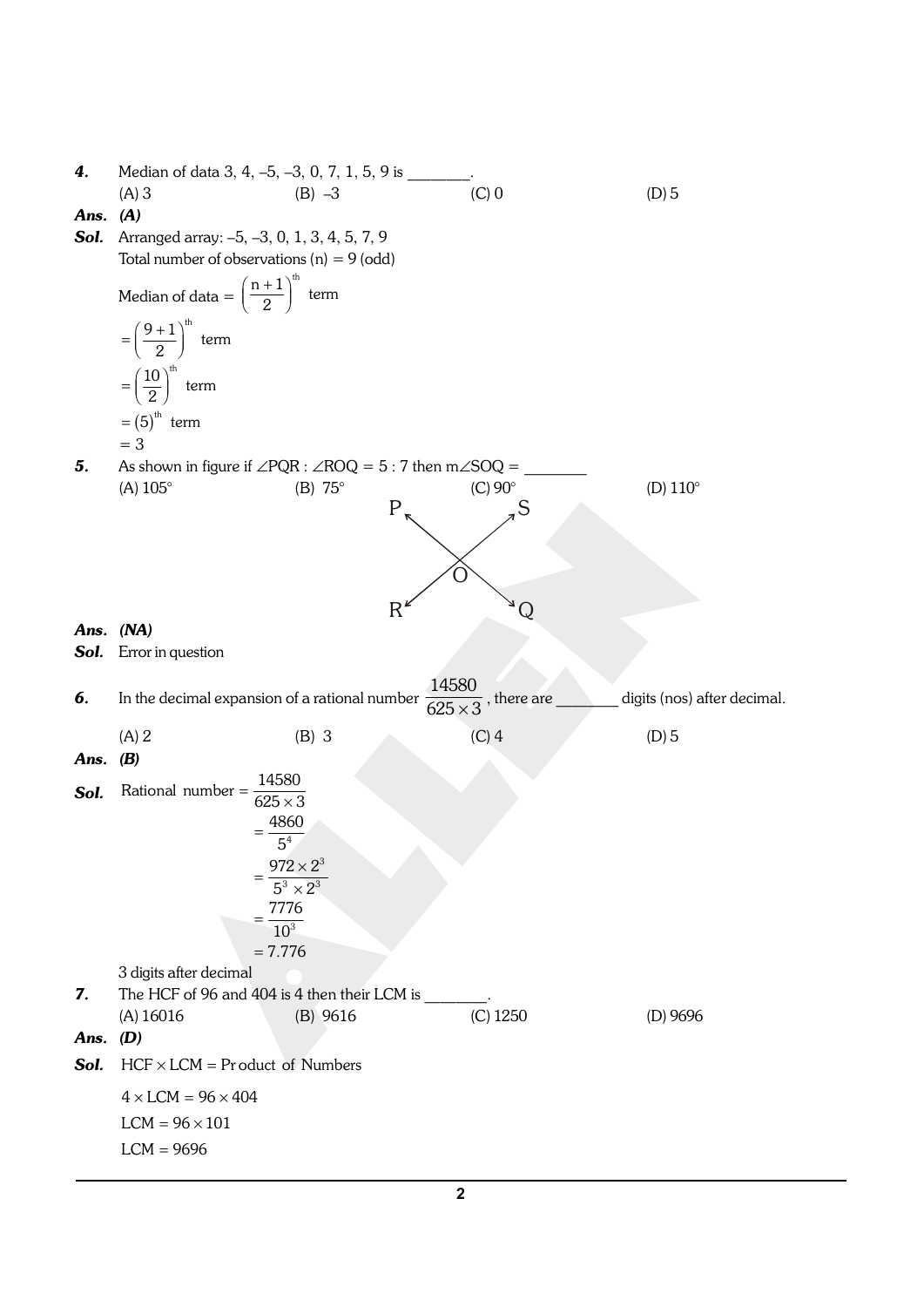**4.** Median of data 3, 4, –5, –3, 0, 7, 1, 5, 9 is ________.

(A) 3 (B) –3 (C) 0 (D) 5

**Ans.** **(A)**

**Sol.** Arranged array: –5, –3, 0, 1, 3, 4, 5, 7, 9

Total number of observations (n) = 9 (odd)

Median of data $= \left(\frac{n+1}{2}\right)^{th}$ term

$= \left(\frac{9+1}{2}\right)^{th}$ term

$= \left(\frac{10}{2}\right)^{th}$ term

$= (5)^{th}$ term

$= 3$

**5.** As shown in figure if $\angle PQR : \angle ROQ = 5 : 7$ then $m\angle SOQ =$ ________

(A) 105° (B) 75° (C) 90° (D) 110°

**Ans.** **(NA)**

**Sol.** Error in question

**6.** In the decimal expansion of a rational number $\frac{14580}{625 \times 3}$, there are ________ digits (nos) after decimal.

(A) 2 (B) 3 (C) 4 (D) 5

**Ans.** **(B)**

**Sol.** Rational number $= \frac{14580}{625 \times 3}$

$= \frac{4860}{5^4}$

$= \frac{972 \times 2^3}{5^3 \times 2^3}$

$= \frac{7776}{10^3}$

$= 7.776$

3 digits after decimal

**7.** The HCF of 96 and 404 is 4 then their LCM is ________.

(A) 16016 (B) 9616 (C) 1250 (D) 9696

**Ans.** **(D)**

**Sol.** $\text{HCF} \times \text{LCM} = \text{Product of Numbers}$

$4 \times \text{LCM} = 96 \times 404$

$\text{LCM} = 96 \times 101$

$\text{LCM} = 9696$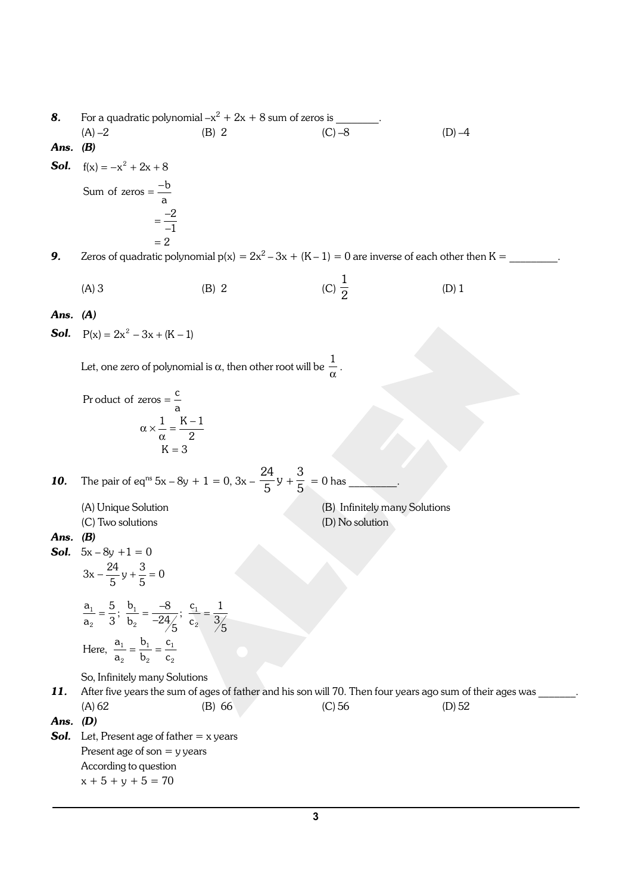**8.** For a quadratic polynomial $-x^2 + 2x + 8$ sum of zeros is ________.

(A) $-2$ (B) $2$ (C) $-8$ (D) $-4$

**Ans.** ***(B)***

**Sol.** $f(x) = -x^2 + 2x + 8$

$$\text{Sum of zeros} = \frac{-b}{a}$$

$$= \frac{-2}{-1}$$

$$= 2$$

**9.** Zeros of quadratic polynomial $p(x) = 2x^2 - 3x + (K - 1) = 0$ are inverse of each other then $K =$ ________.

(A) 3 (B) 2 (C) $\frac{1}{2}$ (D) 1

**Ans.** ***(A)***

**Sol.** $P(x) = 2x^2 - 3x + (K - 1)$

Let, one zero of polynomial is $\alpha$, then other root will be $\frac{1}{\alpha}$.

$$\text{Product of zeros} = \frac{c}{a}$$

$$\alpha \times \frac{1}{\alpha} = \frac{K-1}{2}$$

$$K = 3$$

**10.** The pair of eq$^{ns}$ $5x - 8y + 1 = 0$, $3x - \frac{24}{5}y + \frac{3}{5} = 0$ has ________.

(A) Unique Solution (B) Infinitely many Solutions

(C) Two solutions (D) No solution

**Ans.** ***(B)***

**Sol.** $5x - 8y + 1 = 0$

$$3x - \frac{24}{5}y + \frac{3}{5} = 0$$

$$\frac{a_1}{a_2} = \frac{5}{3};\ \frac{b_1}{b_2} = \frac{-8}{-24/5};\ \frac{c_1}{c_2} = \frac{1}{3/5}$$

Here, $\frac{a_1}{a_2} = \frac{b_1}{b_2} = \frac{c_1}{c_2}$

So, Infinitely many Solutions

**11.** After five years the sum of ages of father and his son will 70. Then four years ago sum of their ages was _______.

(A) 62 (B) 66 (C) 56 (D) 52

**Ans.** ***(D)***

**Sol.** Let, Present age of father = x years

Present age of son = y years

According to question

$x + 5 + y + 5 = 70$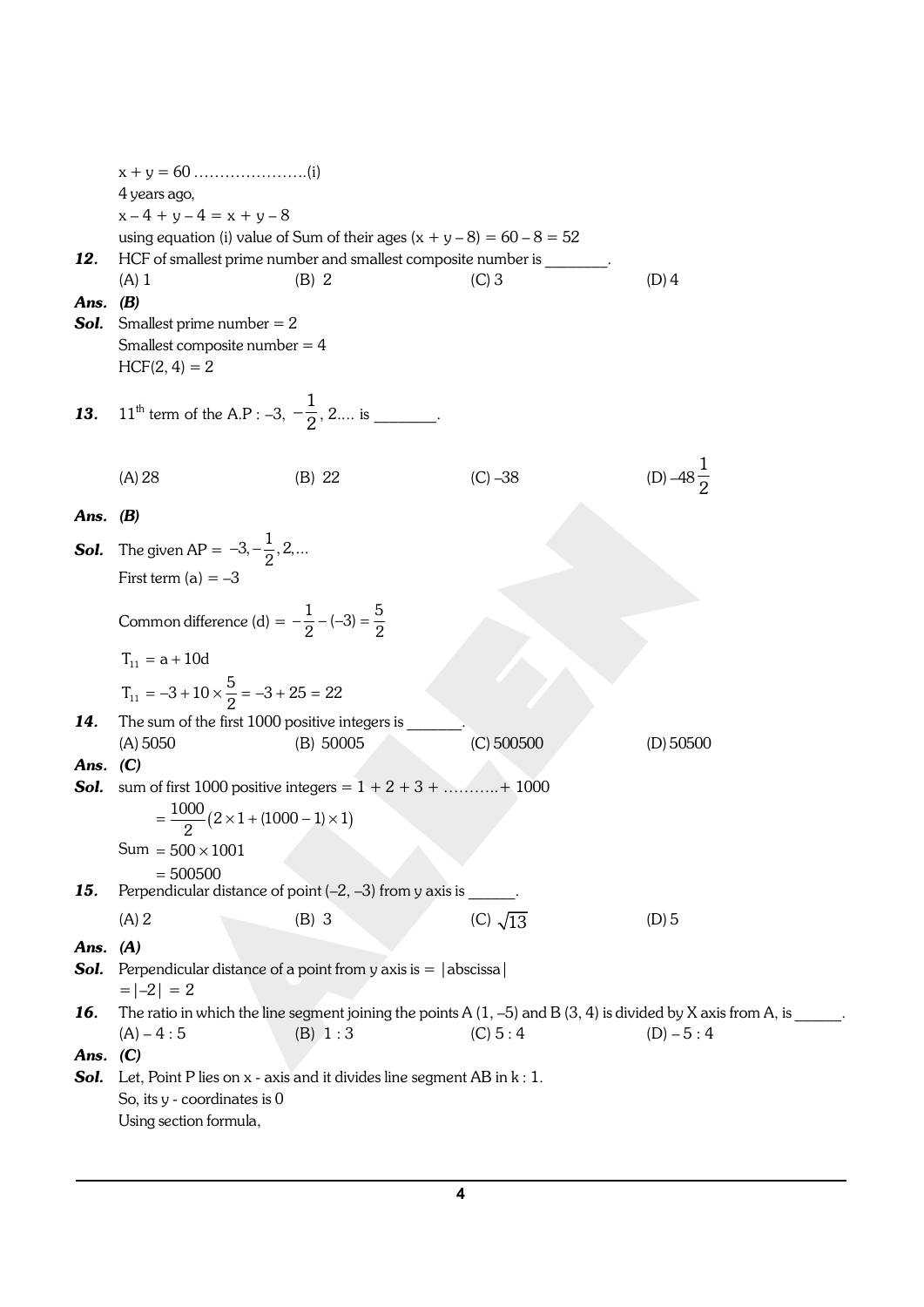$x + y = 60$ ………………….(i)

4 years ago,

$x - 4 + y - 4 = x + y - 8$

using equation (i) value of Sum of their ages $(x + y - 8) = 60 - 8 = 52$

**12.** HCF of smallest prime number and smallest composite number is ________.

(A) 1 (B) 2 (C) 3 (D) 4

***Ans.*** ***(B)***

***Sol.*** Smallest prime number = 2

Smallest composite number = 4

HCF(2, 4) = 2

**13.** $11^{th}$ term of the A.P : $-3, -\frac{1}{2}, 2....$ is ________.

(A) 28 (B) 22 (C) –38 (D) $-48\frac{1}{2}$

***Ans.*** ***(B)***

***Sol.*** The given AP = $-3, -\frac{1}{2}, 2, ...$

First term (a) = –3

Common difference (d) = $-\frac{1}{2} - (-3) = \frac{5}{2}$

$T_{11} = a + 10d$

$T_{11} = -3 + 10 \times \frac{5}{2} = -3 + 25 = 22$

**14.** The sum of the first 1000 positive integers is _______.

(A) 5050 (B) 50005 (C) 500500 (D) 50500

***Ans.*** ***(C)***

***Sol.*** sum of first 1000 positive integers = 1 + 2 + 3 + ………..+ 1000

$= \frac{1000}{2}(2 \times 1 + (1000 - 1) \times 1)$

Sum $= 500 \times 1001$

$= 500500$

**15.** Perpendicular distance of point (–2, –3) from y axis is ______.

(A) 2 (B) 3 (C) $\sqrt{13}$ (D) 5

***Ans.*** ***(A)***

***Sol.*** Perpendicular distance of a point from y axis is = |abscissa|

$= |-2| = 2$

**16.** The ratio in which the line segment joining the points A (1, –5) and B (3, 4) is divided by X axis from A, is ______.

(A) – 4 : 5 (B) 1 : 3 (C) 5 : 4 (D) – 5 : 4

***Ans.*** ***(C)***

***Sol.*** Let, Point P lies on x - axis and it divides line segment AB in k : 1.

So, its y - coordinates is 0

Using section formula,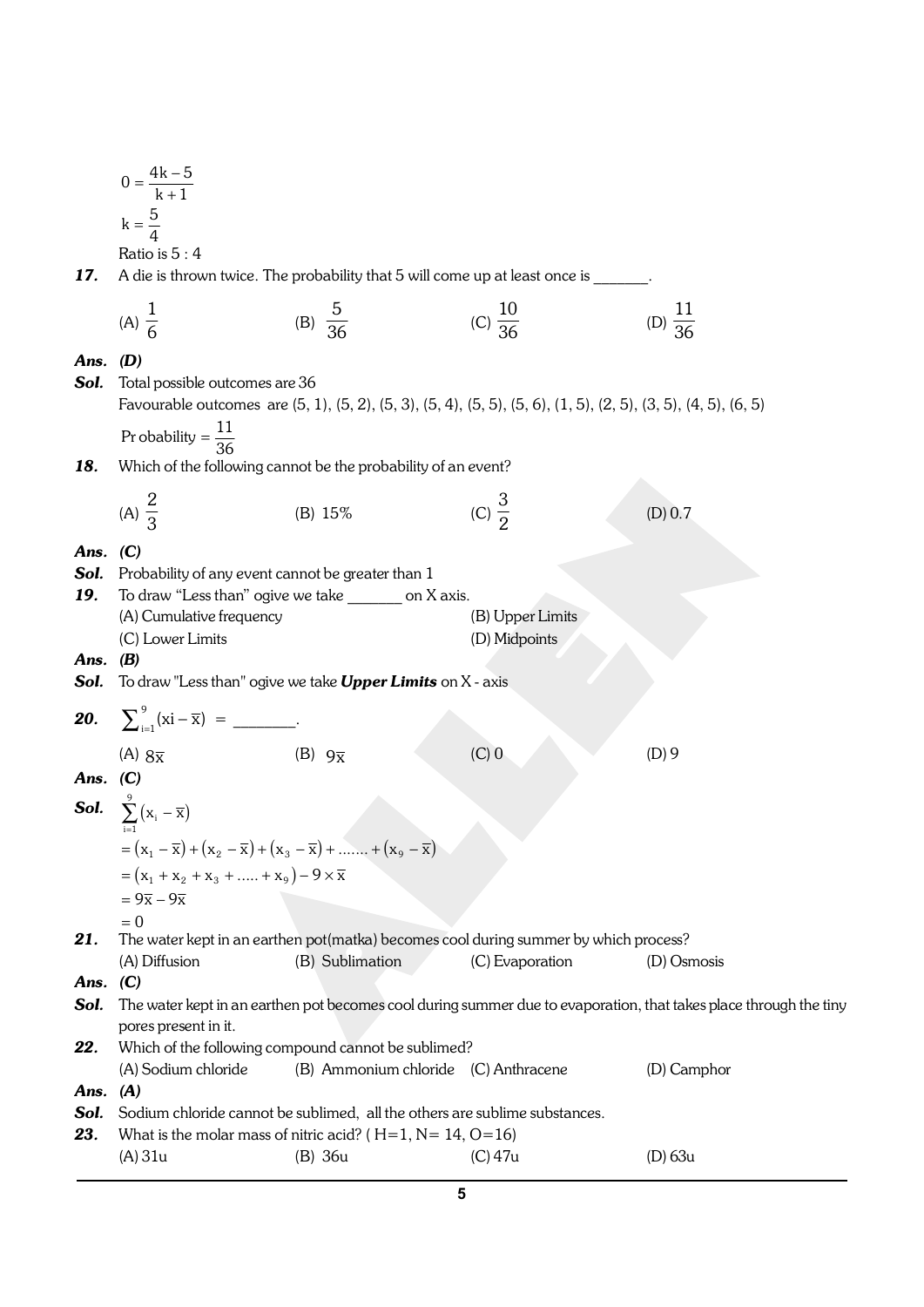$$0 = \frac{4k-5}{k+1}$$

$$k = \frac{5}{4}$$

Ratio is 5 : 4

**17.** A die is thrown twice. The probability that 5 will come up at least once is _______.

(A) $\frac{1}{6}$ (B) $\frac{5}{36}$ (C) $\frac{10}{36}$ (D) $\frac{11}{36}$

***Ans.*** ***(D)***

***Sol.*** Total possible outcomes are 36

Favourable outcomes are (5, 1), (5, 2), (5, 3), (5, 4), (5, 5), (5, 6), (1, 5), (2, 5), (3, 5), (4, 5), (6, 5)

$$\text{Probability} = \frac{11}{36}$$

**18.** Which of the following cannot be the probability of an event?

(A) $\frac{2}{3}$ (B) 15% (C) $\frac{3}{2}$ (D) 0.7

***Ans.*** ***(C)***

***Sol.*** Probability of any event cannot be greater than 1

**19.** To draw "Less than" ogive we take _______ on X axis.

(A) Cumulative frequency (B) Upper Limits

(C) Lower Limits (D) Midpoints

***Ans.*** ***(B)***

***Sol.*** To draw "Less than" ogive we take ***Upper Limits*** on X - axis

**20.** $\sum_{i=1}^{9}(xi - \overline{x}) =$ ________.

(A) $8\overline{x}$ (B) $9\overline{x}$ (C) 0 (D) 9

***Ans.*** ***(C)***

***Sol.*** $\sum_{i=1}^{9}\left(x_i - \overline{x}\right)$

$= \left(x_1 - \overline{x}\right) + \left(x_2 - \overline{x}\right) + \left(x_3 - \overline{x}\right) + \ldots\ldots. + \left(x_9 - \overline{x}\right)$

$= \left(x_1 + x_2 + x_3 + \ldots.. + x_9\right) - 9 \times \overline{x}$

$= 9\overline{x} - 9\overline{x}$

$= 0$

**21.** The water kept in an earthen pot(matka) becomes cool during summer by which process?

(A) Diffusion (B) Sublimation (C) Evaporation (D) Osmosis

***Ans.*** ***(C)***

***Sol.*** The water kept in an earthen pot becomes cool during summer due to evaporation, that takes place through the tiny pores present in it.

**22.** Which of the following compound cannot be sublimed?

(A) Sodium chloride (B) Ammonium chloride (C) Anthracene (D) Camphor

***Ans.*** ***(A)***

***Sol.*** Sodium chloride cannot be sublimed, all the others are sublime substances.

**23.** What is the molar mass of nitric acid? ( H=1, N= 14, O=16)

(A) 31u (B) 36u (C) 47u (D) 63u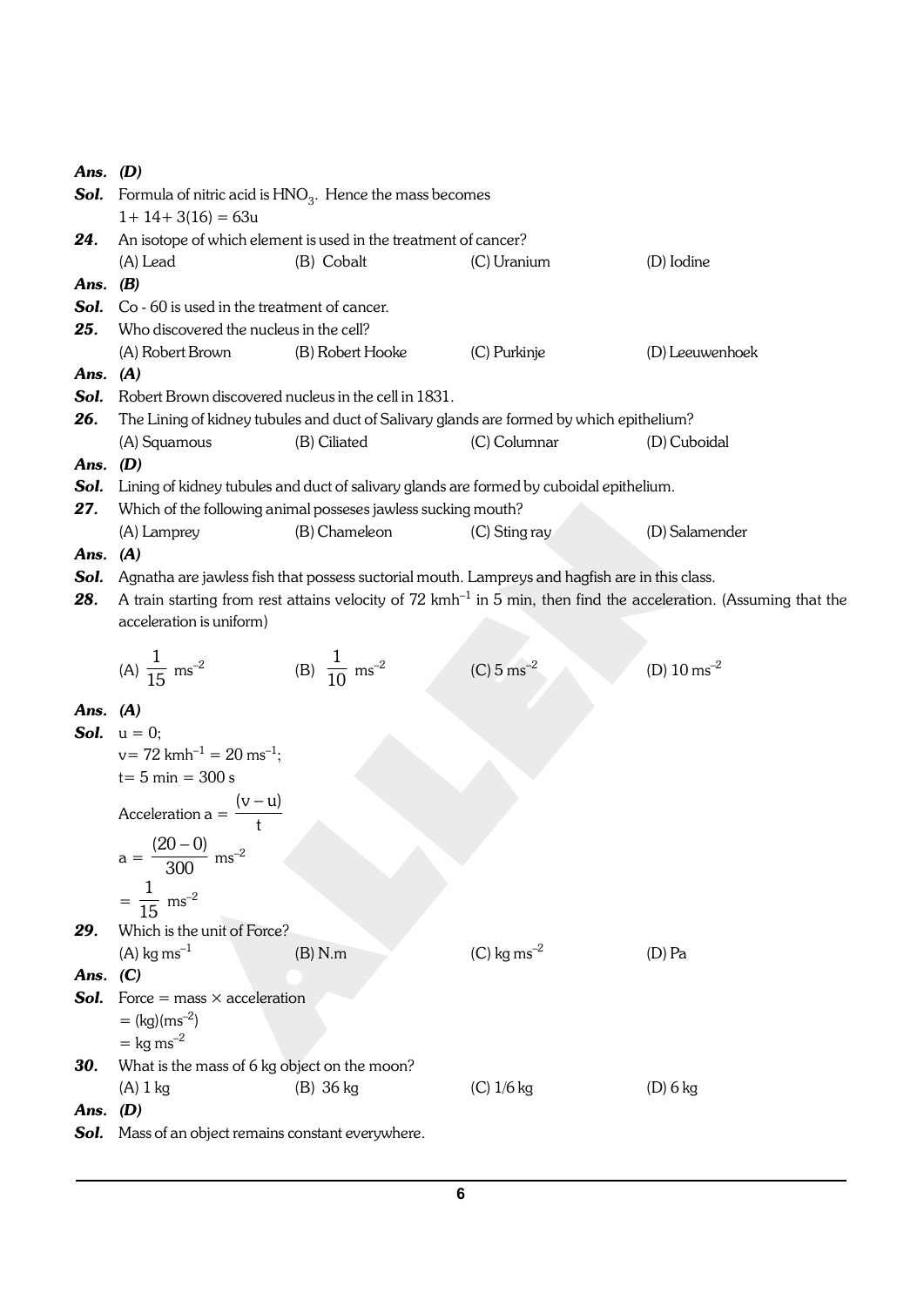**Ans.** **(D)**

**Sol.** Formula of nitric acid is $HNO_3$. Hence the mass becomes

$1 + 14 + 3(16) = 63u$

**24.** An isotope of which element is used in the treatment of cancer?

(A) Lead (B) Cobalt (C) Uranium (D) Iodine

**Ans.** **(B)**

**Sol.** Co - 60 is used in the treatment of cancer.

**25.** Who discovered the nucleus in the cell?

(A) Robert Brown (B) Robert Hooke (C) Purkinje (D) Leeuwenhoek

**Ans.** **(A)**

**Sol.** Robert Brown discovered nucleus in the cell in 1831.

**26.** The Lining of kidney tubules and duct of Salivary glands are formed by which epithelium?

(A) Squamous (B) Ciliated (C) Columnar (D) Cuboidal

**Ans.** **(D)**

**Sol.** Lining of kidney tubules and duct of salivary glands are formed by cuboidal epithelium.

**27.** Which of the following animal posseses jawless sucking mouth?

(A) Lamprey (B) Chameleon (C) Sting ray (D) Salamender

**Ans.** **(A)**

**Sol.** Agnatha are jawless fish that possess suctorial mouth. Lampreys and hagfish are in this class.

**28.** A train starting from rest attains velocity of 72 $kmh^{-1}$ in 5 min, then find the acceleration. (Assuming that the acceleration is uniform)

(A) $\frac{1}{15}$ $ms^{-2}$ (B) $\frac{1}{10}$ $ms^{-2}$ (C) 5 $ms^{-2}$ (D) 10 $ms^{-2}$

**Ans.** **(A)**

**Sol.** $u = 0$;

$v = 72 \text{ kmh}^{-1} = 20 \text{ ms}^{-1}$;

$t = 5 \text{ min} = 300 \text{ s}$

Acceleration $a = \frac{(v-u)}{t}$

$a = \frac{(20-0)}{300} \text{ ms}^{-2}$

$= \frac{1}{15} \text{ ms}^{-2}$

**29.** Which is the unit of Force?

(A) kg $ms^{-1}$ (B) N.m (C) kg $ms^{-2}$ (D) Pa

**Ans.** **(C)**

**Sol.** Force = mass × acceleration

$= (\text{kg})(\text{ms}^{-2})$

$= \text{kg ms}^{-2}$

**30.** What is the mass of 6 kg object on the moon?

(A) 1 kg (B) 36 kg (C) 1/6 kg (D) 6 kg

**Ans.** **(D)**

**Sol.** Mass of an object remains constant everywhere.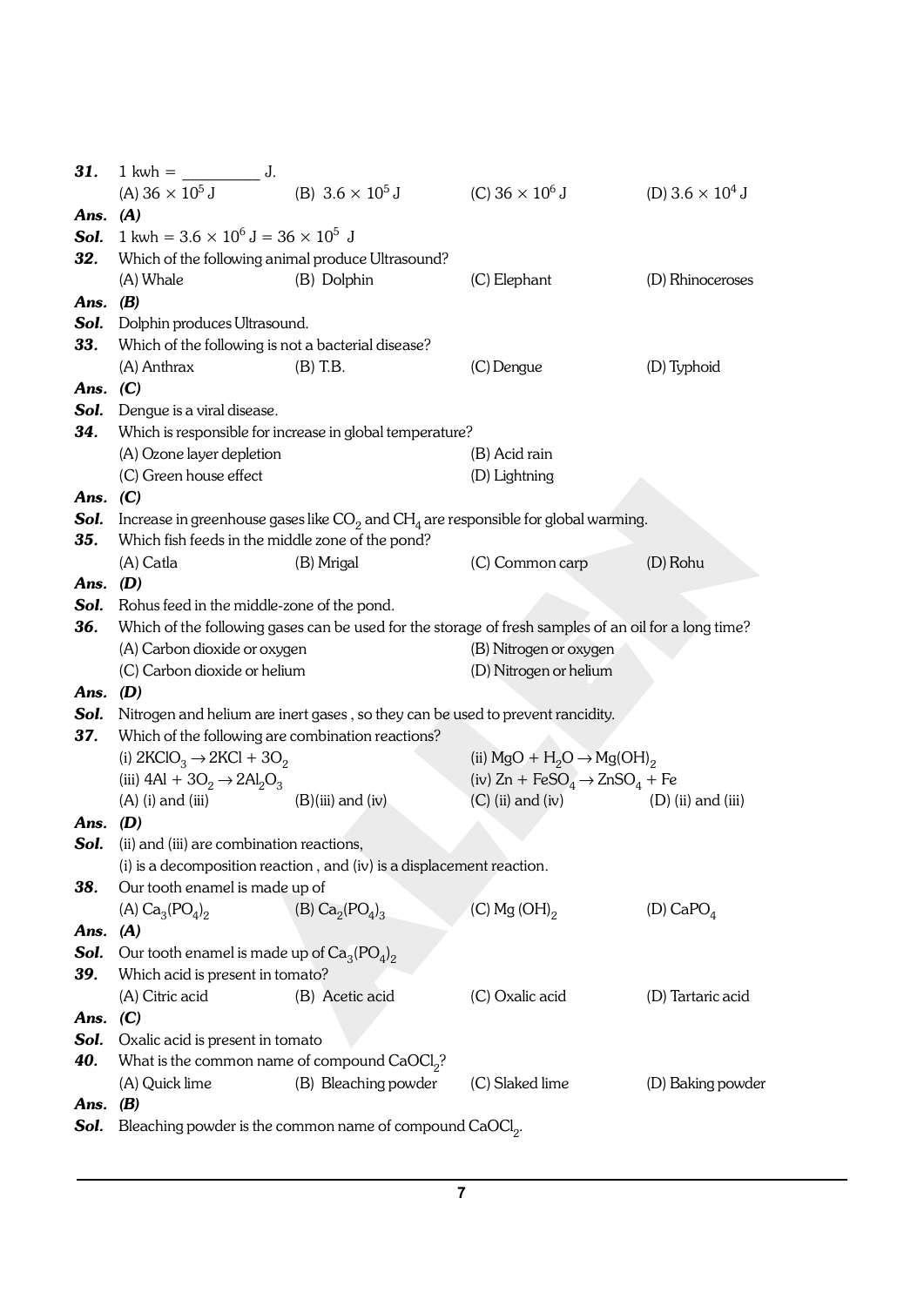**31.** 1 kwh = _________ J.

(A) $36 \times 10^5$ J (B) $3.6 \times 10^5$ J (C) $36 \times 10^6$ J (D) $3.6 \times 10^4$ J

**Ans. (A)**

**Sol.** 1 kwh = $3.6 \times 10^6$ J = $36 \times 10^5$ J

**32.** Which of the following animal produce Ultrasound?

(A) Whale (B) Dolphin (C) Elephant (D) Rhinoceroses

**Ans. (B)**

**Sol.** Dolphin produces Ultrasound.

**33.** Which of the following is not a bacterial disease?

(A) Anthrax (B) T.B. (C) Dengue (D) Typhoid

**Ans. (C)**

**Sol.** Dengue is a viral disease.

**34.** Which is responsible for increase in global temperature?

(A) Ozone layer depletion (B) Acid rain

(C) Green house effect (D) Lightning

**Ans. (C)**

**Sol.** Increase in greenhouse gases like $CO_2$ and $CH_4$ are responsible for global warming.

**35.** Which fish feeds in the middle zone of the pond?

(A) Catla (B) Mrigal (C) Common carp (D) Rohu

**Ans. (D)**

**Sol.** Rohus feed in the middle-zone of the pond.

**36.** Which of the following gases can be used for the storage of fresh samples of an oil for a long time?

(A) Carbon dioxide or oxygen (B) Nitrogen or oxygen

(C) Carbon dioxide or helium (D) Nitrogen or helium

**Ans. (D)**

**Sol.** Nitrogen and helium are inert gases , so they can be used to prevent rancidity.

**37.** Which of the following are combination reactions?

(i) $2KClO_3 \rightarrow 2KCl + 3O_2$ (ii) $MgO + H_2O \rightarrow Mg(OH)_2$

(iii) $4Al + 3O_2 \rightarrow 2Al_2O_3$ (iv) $Zn + FeSO_4 \rightarrow ZnSO_4 + Fe$

(A) (i) and (iii) (B)(iii) and (iv) (C) (ii) and (iv) (D) (ii) and (iii)

**Ans. (D)**

**Sol.** (ii) and (iii) are combination reactions,

(i) is a decomposition reaction , and (iv) is a displacement reaction.

**38.** Our tooth enamel is made up of

(A) $Ca_3(PO_4)_2$ (B) $Ca_2(PO_4)_3$ (C) $Mg(OH)_2$ (D) $CaPO_4$

**Ans. (A)**

**Sol.** Our tooth enamel is made up of $Ca_3(PO_4)_2$

**39.** Which acid is present in tomato?

(A) Citric acid (B) Acetic acid (C) Oxalic acid (D) Tartaric acid

**Ans. (C)**

**Sol.** Oxalic acid is present in tomato

**40.** What is the common name of compound $CaOCl_2$?

(A) Quick lime (B) Bleaching powder (C) Slaked lime (D) Baking powder

**Ans. (B)**

**Sol.** Bleaching powder is the common name of compound $CaOCl_2$.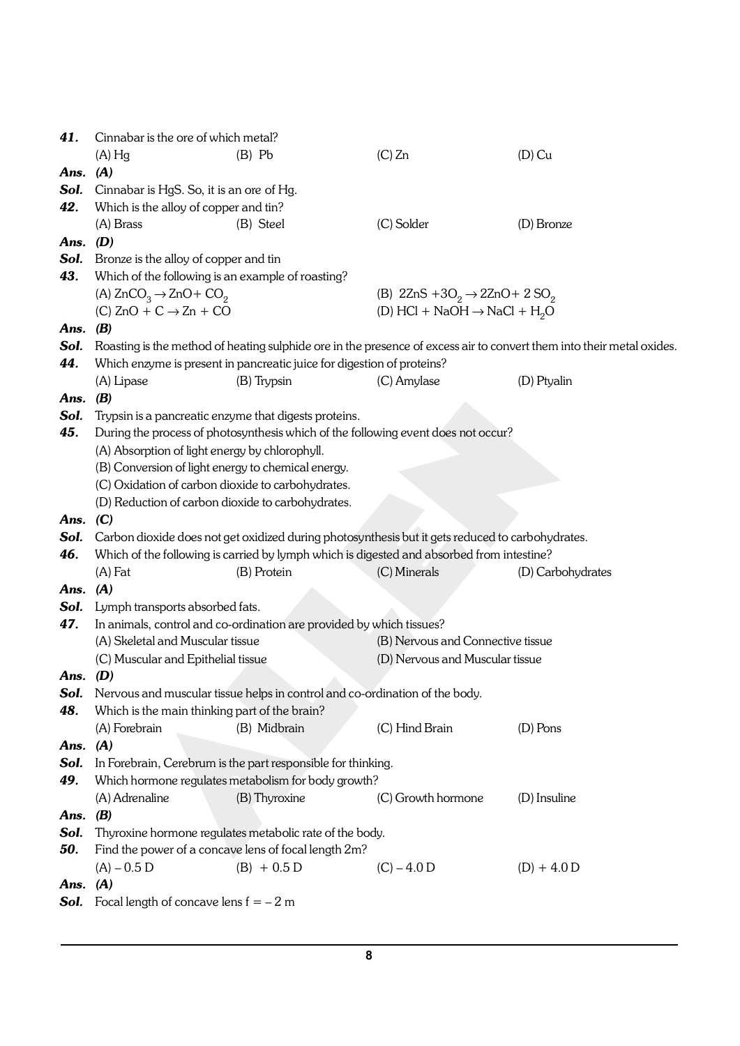**41.** Cinnabar is the ore of which metal?

(A) Hg (B) Pb (C) Zn (D) Cu

***Ans. (A)***

**Sol.** Cinnabar is HgS. So, it is an ore of Hg.

**42.** Which is the alloy of copper and tin?

(A) Brass (B) Steel (C) Solder (D) Bronze

***Ans. (D)***

**Sol.** Bronze is the alloy of copper and tin

**43.** Which of the following is an example of roasting?

(A) $ZnCO_3 \rightarrow ZnO + CO_2$

(B) $2ZnS + 3O_2 \rightarrow 2ZnO + 2SO_2$

(C) $ZnO + C \rightarrow Zn + CO$

(D) $HCl + NaOH \rightarrow NaCl + H_2O$

***Ans. (B)***

**Sol.** Roasting is the method of heating sulphide ore in the presence of excess air to convert them into their metal oxides.

**44.** Which enzyme is present in pancreatic juice for digestion of proteins?

(A) Lipase (B) Trypsin (C) Amylase (D) Ptyalin

***Ans. (B)***

**Sol.** Trypsin is a pancreatic enzyme that digests proteins.

**45.** During the process of photosynthesis which of the following event does not occur?

(A) Absorption of light energy by chlorophyll.

(B) Conversion of light energy to chemical energy.

(C) Oxidation of carbon dioxide to carbohydrates.

(D) Reduction of carbon dioxide to carbohydrates.

***Ans. (C)***

**Sol.** Carbon dioxide does not get oxidized during photosynthesis but it gets reduced to carbohydrates.

**46.** Which of the following is carried by lymph which is digested and absorbed from intestine?

(A) Fat (B) Protein (C) Minerals (D) Carbohydrates

***Ans. (A)***

**Sol.** Lymph transports absorbed fats.

**47.** In animals, control and co-ordination are provided by which tissues?

(A) Skeletal and Muscular tissue

(B) Nervous and Connective tissue

(C) Muscular and Epithelial tissue

(D) Nervous and Muscular tissue

***Ans. (D)***

**Sol.** Nervous and muscular tissue helps in control and co-ordination of the body.

**48.** Which is the main thinking part of the brain?

(A) Forebrain (B) Midbrain (C) Hind Brain (D) Pons

***Ans. (A)***

**Sol.** In Forebrain, Cerebrum is the part responsible for thinking.

**49.** Which hormone regulates metabolism for body growth?

(A) Adrenaline (B) Thyroxine (C) Growth hormone (D) Insuline

***Ans. (B)***

**Sol.** Thyroxine hormone regulates metabolic rate of the body.

**50.** Find the power of a concave lens of focal length 2m?

(A) – 0.5 D (B) + 0.5 D (C) – 4.0 D (D) + 4.0 D

***Ans. (A)***

**Sol.** Focal length of concave lens $f = -2$ m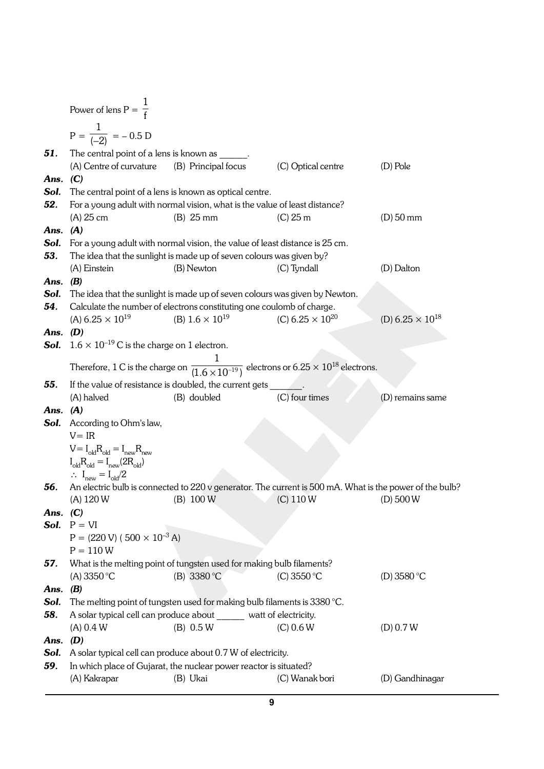Power of lens $P = \frac{1}{f}$

$P = \frac{1}{(-2)} = -0.5$ D

**51.** The central point of a lens is known as ______.

(A) Centre of curvature (B) Principal focus (C) Optical centre (D) Pole

**Ans.** ***(C)***

**Sol.** The central point of a lens is known as optical centre.

**52.** For a young adult with normal vision, what is the value of least distance?

(A) 25 cm (B) 25 mm (C) 25 m (D) 50 mm

**Ans.** ***(A)***

**Sol.** For a young adult with normal vision, the value of least distance is 25 cm.

**53.** The idea that the sunlight is made up of seven colours was given by?

(A) Einstein (B) Newton (C) Tyndall (D) Dalton

**Ans.** ***(B)***

**Sol.** The idea that the sunlight is made up of seven colours was given by Newton.

**54.** Calculate the number of electrons constituting one coulomb of charge.

(A) $6.25 \times 10^{19}$ (B) $1.6 \times 10^{19}$ (C) $6.25 \times 10^{20}$ (D) $6.25 \times 10^{18}$

**Ans.** ***(D)***

**Sol.** $1.6 \times 10^{-19}$ C is the charge on 1 electron.

Therefore, 1 C is the charge on $\frac{1}{(1.6 \times 10^{-19})}$ electrons or $6.25 \times 10^{18}$ electrons.

**55.** If the value of resistance is doubled, the current gets _______.

(A) halved (B) doubled (C) four times (D) remains same

**Ans.** ***(A)***

**Sol.** According to Ohm's law,

$V = IR$

$V = I_{old}R_{old} = I_{new}R_{new}$

$I_{old}R_{old} = I_{new}(2R_{old})$

$\therefore\ I_{new} = I_{old}/2$

**56.** An electric bulb is connected to 220 v generator. The current is 500 mA. What is the power of the bulb?

(A) 120 W (B) 100 W (C) 110 W (D) 500 W

**Ans.** ***(C)***

**Sol.** $P = VI$

$P = (220\text{ V})\ (500 \times 10^{-3}\text{ A})$

$P = 110$ W

**57.** What is the melting point of tungsten used for making bulb filaments?

(A) 3350 °C (B) 3380 °C (C) 3550 °C (D) 3580 °C

**Ans.** ***(B)***

**Sol.** The melting point of tungsten used for making bulb filaments is 3380 °C.

**58.** A solar typical cell can produce about ______ watt of electricity.

(A) 0.4 W (B) 0.5 W (C) 0.6 W (D) 0.7 W

**Ans.** ***(D)***

**Sol.** A solar typical cell can produce about 0.7 W of electricity.

**59.** In which place of Gujarat, the nuclear power reactor is situated?

(A) Kakrapar (B) Ukai (C) Wanak bori (D) Gandhinagar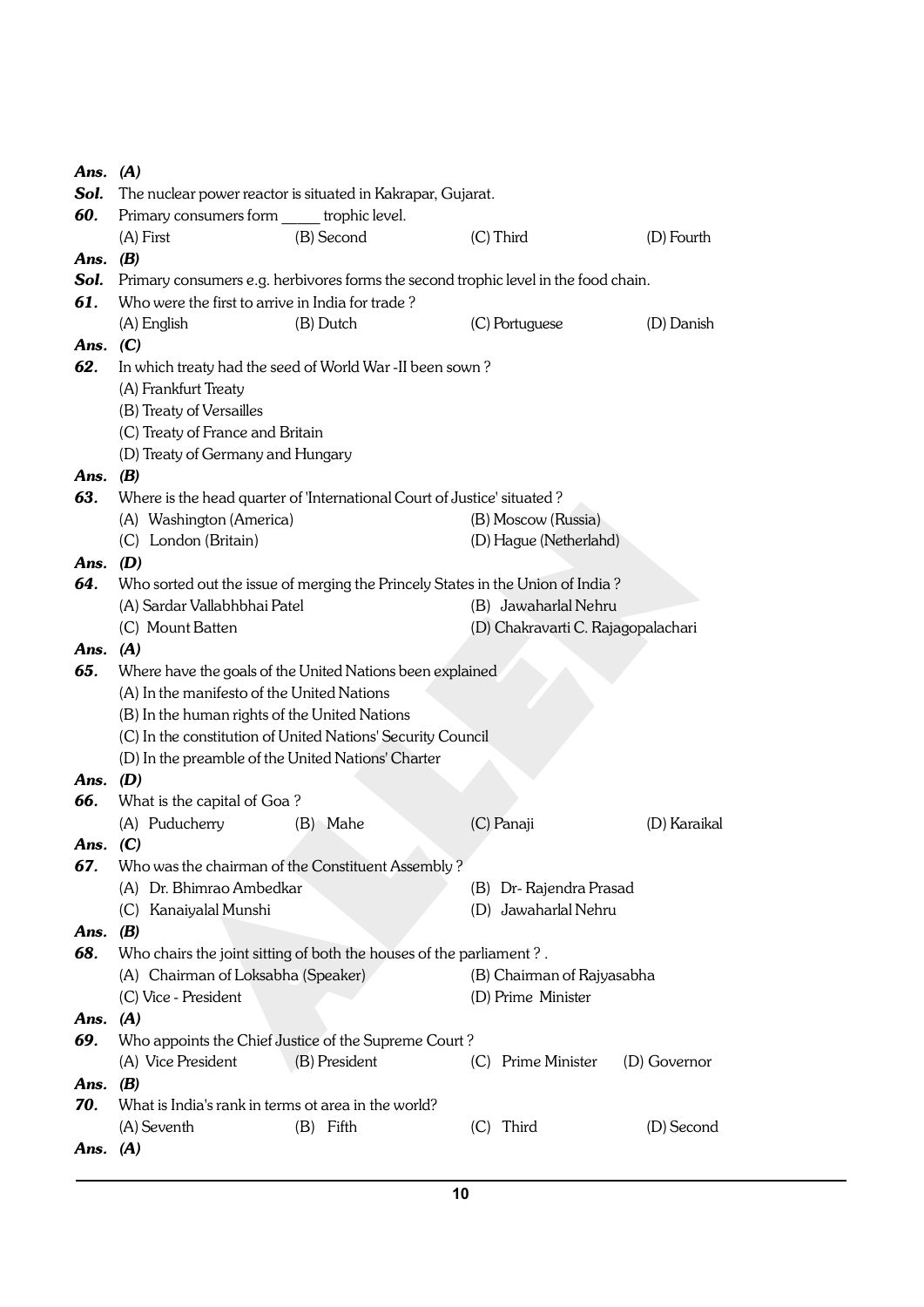**Ans.** *(A)*

**Sol.** The nuclear power reactor is situated in Kakrapar, Gujarat.

**60.** Primary consumers form _____ trophic level.

(A) First (B) Second (C) Third (D) Fourth

**Ans.** *(B)*

**Sol.** Primary consumers e.g. herbivores forms the second trophic level in the food chain.

**61.** Who were the first to arrive in India for trade ?

(A) English (B) Dutch (C) Portuguese (D) Danish

**Ans.** *(C)*

**62.** In which treaty had the seed of World War -II been sown ?

(A) Frankfurt Treaty

(B) Treaty of Versailles

(C) Treaty of France and Britain

(D) Treaty of Germany and Hungary

**Ans.** *(B)*

**63.** Where is the head quarter of 'International Court of Justice' situated ?

(A) Washington (America) (B) Moscow (Russia)

(C) London (Britain) (D) Hague (Netherlahd)

**Ans.** *(D)*

**64.** Who sorted out the issue of merging the Princely States in the Union of India ?

(A) Sardar Vallabhbhai Patel (B) Jawaharlal Nehru

(C) Mount Batten (D) Chakravarti C. Rajagopalachari

**Ans.** *(A)*

**65.** Where have the goals of the United Nations been explained

(A) In the manifesto of the United Nations

(B) In the human rights of the United Nations

(C) In the constitution of United Nations' Security Council

(D) In the preamble of the United Nations' Charter

**Ans.** *(D)*

**66.** What is the capital of Goa ?

(A) Puducherry (B) Mahe (C) Panaji (D) Karaikal

**Ans.** *(C)*

**67.** Who was the chairman of the Constituent Assembly ?

(A) Dr. Bhimrao Ambedkar (B) Dr- Rajendra Prasad

(C) Kanaiyalal Munshi (D) Jawaharlal Nehru

**Ans.** *(B)*

**68.** Who chairs the joint sitting of both the houses of the parliament ? .

(A) Chairman of Loksabha (Speaker) (B) Chairman of Rajyasabha

(C) Vice - President (D) Prime Minister

**Ans.** *(A)*

**69.** Who appoints the Chief Justice of the Supreme Court ?

(A) Vice President (B) President (C) Prime Minister (D) Governor

**Ans.** *(B)*

**70.** What is India's rank in terms ot area in the world?

(A) Seventh (B) Fifth (C) Third (D) Second

**Ans.** *(A)*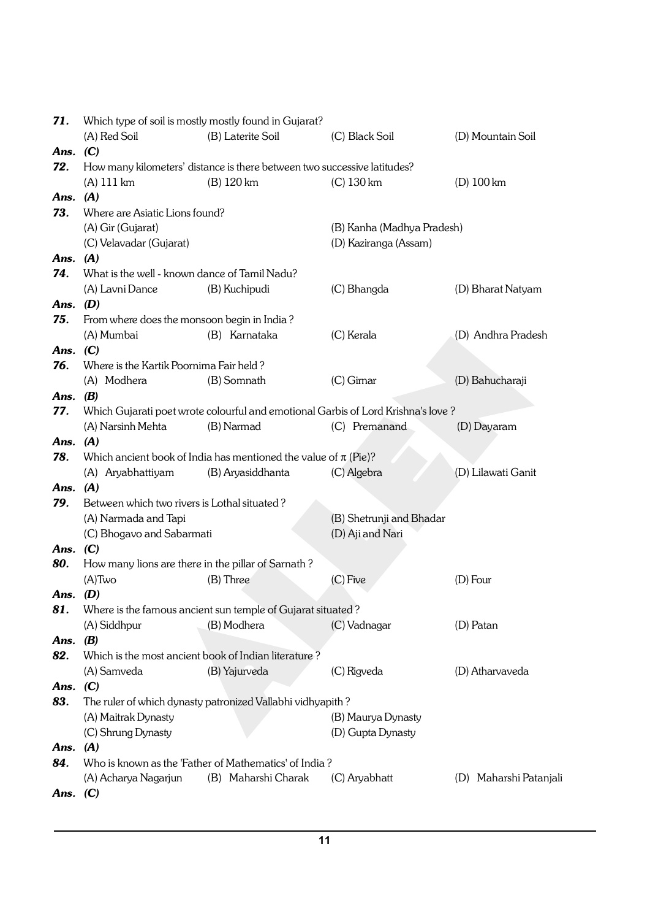**71.** Which type of soil is mostly mostly found in Gujarat?

(A) Red Soil (B) Laterite Soil (C) Black Soil (D) Mountain Soil

***Ans. (C)***

**72.** How many kilometers' distance is there between two successive latitudes?

(A) 111 km (B) 120 km (C) 130 km (D) 100 km

***Ans. (A)***

**73.** Where are Asiatic Lions found?

(A) Gir (Gujarat) (B) Kanha (Madhya Pradesh)

(C) Velavadar (Gujarat) (D) Kaziranga (Assam)

***Ans. (A)***

**74.** What is the well - known dance of Tamil Nadu?

(A) Lavni Dance (B) Kuchipudi (C) Bhangda (D) Bharat Natyam

***Ans. (D)***

**75.** From where does the monsoon begin in India ?

(A) Mumbai (B) Karnataka (C) Kerala (D) Andhra Pradesh

***Ans. (C)***

**76.** Where is the Kartik Poornima Fair held ?

(A) Modhera (B) Somnath (C) Girnar (D) Bahucharaji

***Ans. (B)***

**77.** Which Gujarati poet wrote colourful and emotional Garbis of Lord Krishna's love ?

(A) Narsinh Mehta (B) Narmad (C) Premanand (D) Dayaram

***Ans. (A)***

**78.** Which ancient book of India has mentioned the value of $\pi$ (Pie)?

(A) Aryabhattiyam (B) Aryasiddhanta (C) Algebra (D) Lilawati Ganit

***Ans. (A)***

**79.** Between which two rivers is Lothal situated ?

(A) Narmada and Tapi (B) Shetrunji and Bhadar

(C) Bhogavo and Sabarmati (D) Aji and Nari

***Ans. (C)***

**80.** How many lions are there in the pillar of Sarnath ?

(A)Two (B) Three (C) Five (D) Four

***Ans. (D)***

**81.** Where is the famous ancient sun temple of Gujarat situated ?

(A) Siddhpur (B) Modhera (C) Vadnagar (D) Patan

***Ans. (B)***

**82.** Which is the most ancient book of Indian literature ?

(A) Samveda (B) Yajurveda (C) Rigveda (D) Atharvaveda

***Ans. (C)***

**83.** The ruler of which dynasty patronized Vallabhi vidhyapith ?

(A) Maitrak Dynasty (B) Maurya Dynasty

(C) Shrung Dynasty (D) Gupta Dynasty

***Ans. (A)***

**84.** Who is known as the 'Father of Mathematics' of India ?

(A) Acharya Nagarjun (B) Maharshi Charak (C) Aryabhatt (D) Maharshi Patanjali

***Ans. (C)***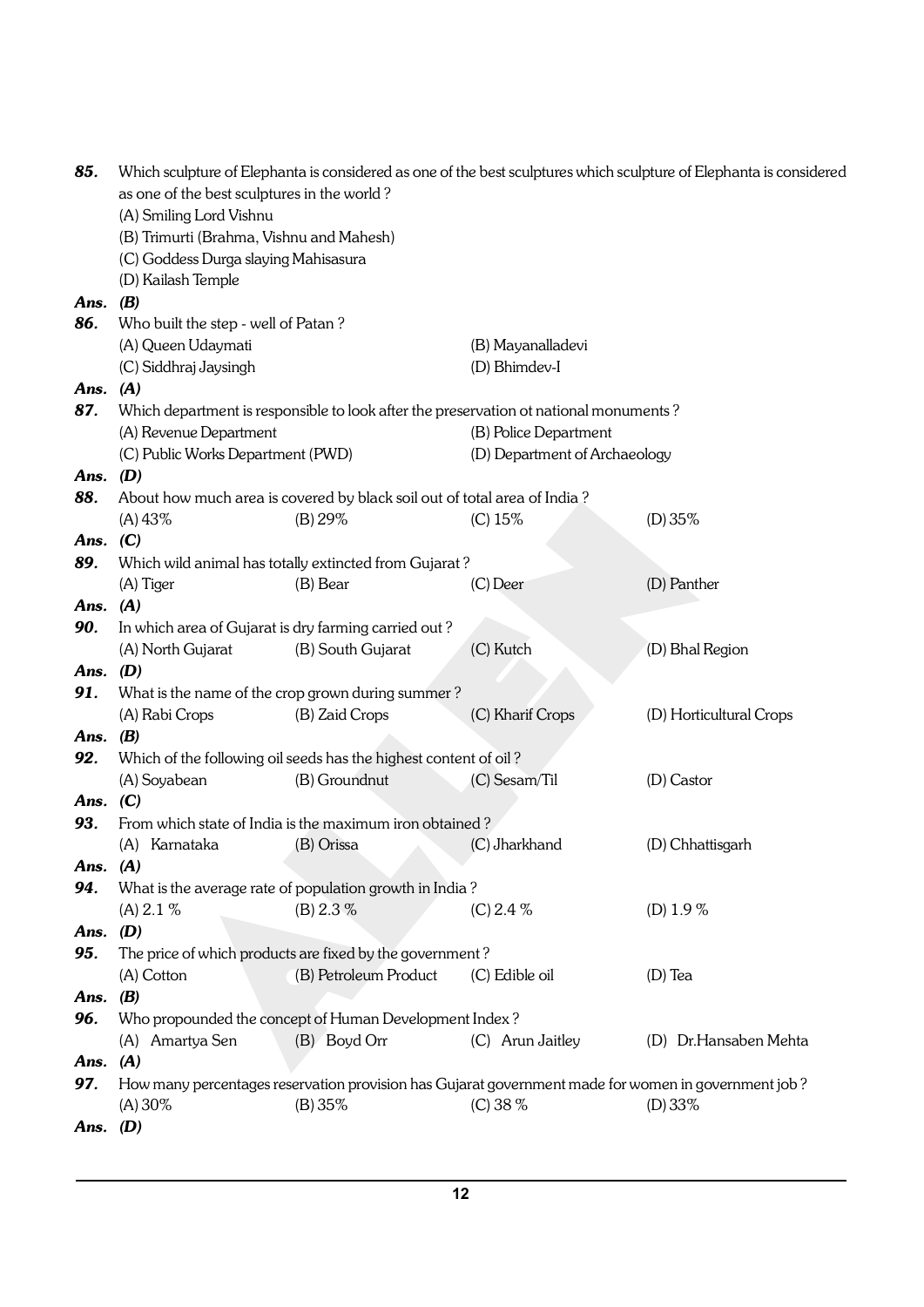**85.** Which sculpture of Elephanta is considered as one of the best sculptures which sculpture of Elephanta is considered as one of the best sculptures in the world ?

(A) Smiling Lord Vishnu

(B) Trimurti (Brahma, Vishnu and Mahesh)

(C) Goddess Durga slaying Mahisasura

(D) Kailash Temple

***Ans. (B)***

**86.** Who built the step - well of Patan ?

(A) Queen Udaymati (B) Mayanalladevi

(C) Siddhraj Jaysingh (D) Bhimdev-I

***Ans. (A)***

**87.** Which department is responsible to look after the preservation ot national monuments ?

(A) Revenue Department (B) Police Department

(C) Public Works Department (PWD) (D) Department of Archaeology

***Ans. (D)***

**88.** About how much area is covered by black soil out of total area of India ?

(A) 43% (B) 29% (C) 15% (D) 35%

***Ans. (C)***

**89.** Which wild animal has totally extincted from Gujarat ?

(A) Tiger (B) Bear (C) Deer (D) Panther

***Ans. (A)***

**90.** In which area of Gujarat is dry farming carried out ?

(A) North Gujarat (B) South Gujarat (C) Kutch (D) Bhal Region

***Ans. (D)***

**91.** What is the name of the crop grown during summer ?

(A) Rabi Crops (B) Zaid Crops (C) Kharif Crops (D) Horticultural Crops

***Ans. (B)***

**92.** Which of the following oil seeds has the highest content of oil ?

(A) Soyabean (B) Groundnut (C) Sesam/Til (D) Castor

***Ans. (C)***

**93.** From which state of India is the maximum iron obtained ?

(A) Karnataka (B) Orissa (C) Jharkhand (D) Chhattisgarh

***Ans. (A)***

**94.** What is the average rate of population growth in India ?

(A) 2.1 % (B) 2.3 % (C) 2.4 % (D) 1.9 %

***Ans. (D)***

**95.** The price of which products are fixed by the government ?

(A) Cotton (B) Petroleum Product (C) Edible oil (D) Tea

***Ans. (B)***

**96.** Who propounded the concept of Human Development Index ?

(A) Amartya Sen (B) Boyd Orr (C) Arun Jaitley (D) Dr.Hansaben Mehta

***Ans. (A)***

**97.** How many percentages reservation provision has Gujarat government made for women in government job ?

(A) 30% (B) 35% (C) 38 % (D) 33%

***Ans. (D)***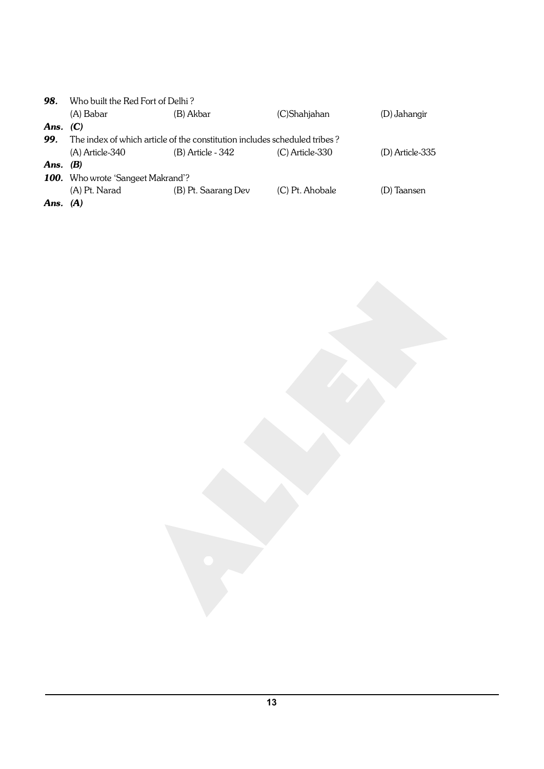**98.** Who built the Red Fort of Delhi ?

(A) Babar (B) Akbar (C)Shahjahan (D) Jahangir

***Ans. (C)***

**99.** The index of which article of the constitution includes scheduled tribes ?

(A) Article-340 (B) Article - 342 (C) Article-330 (D) Article-335

***Ans. (B)***

**100.** Who wrote 'Sangeet Makrand'?

(A) Pt. Narad (B) Pt. Saarang Dev (C) Pt. Ahobale (D) Taansen

***Ans. (A)***